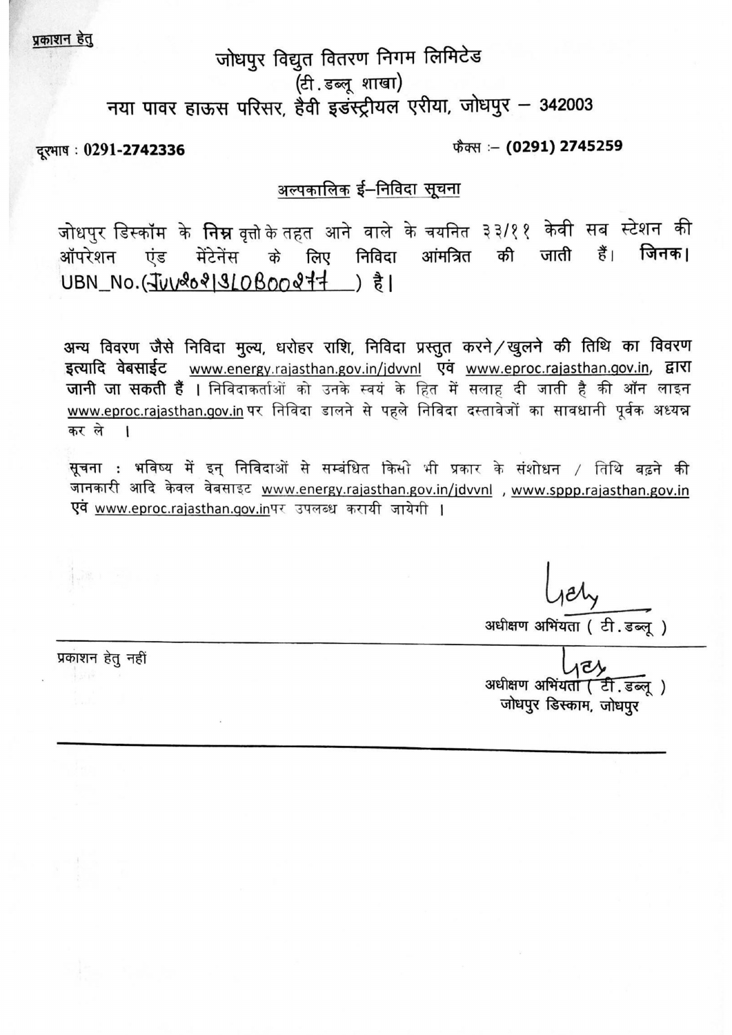<u>प्रकाशन हेतु</u>

# जोधपुर विद्युत वितरण निगम लिमिटेड
## (टी.डब्लू शाखा)
## नया पावर हाऊस परिसर, हैवी इडंस्ट्रीयल एरीया, जोधपुर – 342003

दूरभाष : 0291-2742336 फैक्स :– (0291) 2745259

### <u>अल्पकालिक ई–निविदा सूचना</u>

जोधपुर डिस्कॉम के **निम्न** वृत्तो के तहत आने वाले के चयनित ३३/११ केवी सब स्टेशन की ऑपरेशन एंड मेंटेनेंस के लिए निविदा आंमत्रित की जाती हैं। **जिनका** UBN_No.(JVV2021SLOB00277) है।

**अन्य विवरण जैसे निविदा मुल्य, धरोहर राशि, निविदा प्रस्तुत करने/खुलने की तिथि का विवरण इत्यादि वेबसाईट** www.energy.rajasthan.gov.in/jdvvnl **एवं** www.eproc.rajasthan.gov.in, **द्वारा जानी जा सकती हैं** । निविदाकर्ताओं को उनके स्वयं के हित में सलाह दी जाती है की ऑन लाइन www.eproc.rajasthan.gov.in पर निविदा डालने से पहले निविदा दस्तावेजों का सावधानी पूर्वक अध्यन्न कर ले ।

सूचना : भविष्य में इन् निविदाओं से सम्बंधित किसी भी प्रकार के संशोधन / तिथि बढ़ने की जानकारी आदि केवल वेबसाइट www.energy.rajasthan.gov.in/jdvvnl , www.sppp.rajasthan.gov.in एवं www.eproc.rajasthan.gov.inपर उपलब्ध करायी जायेगी ।

अधीक्षण अभियंता ( टी.डब्लू )

---

प्रकाशन हेतु नहीं

अधीक्षण अभियंता ( टी.डब्लू )
जोधपुर डिस्काम, जोधपुर

---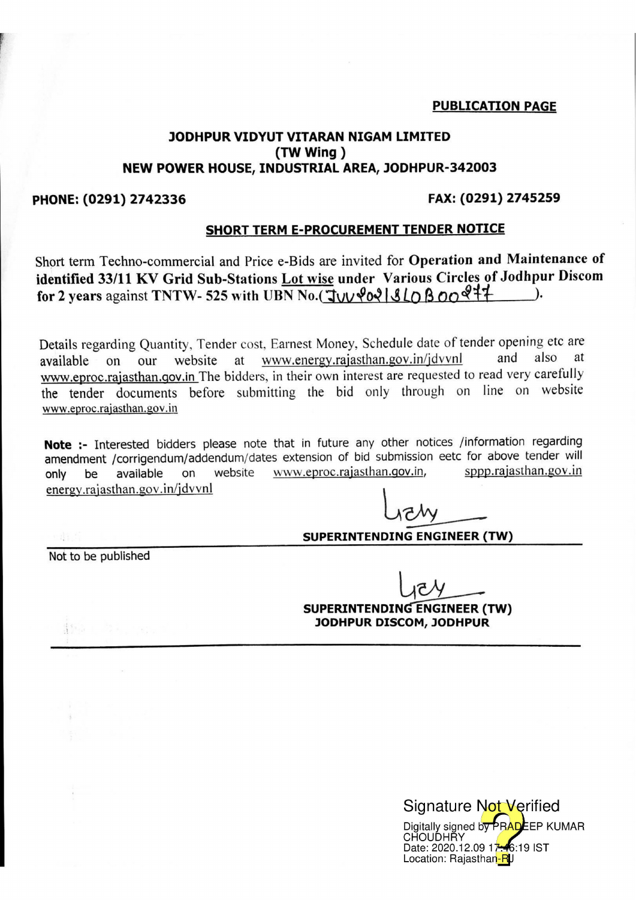**PUBLICATION PAGE**

**JODHPUR VIDYUT VITARAN NIGAM LIMITED**
**(TW Wing )**
**NEW POWER HOUSE, INDUSTRIAL AREA, JODHPUR-342003**

**PHONE: (0291) 2742336** **FAX: (0291) 2745259**

**SHORT TERM E-PROCUREMENT TENDER NOTICE**

Short term Techno-commercial and Price e-Bids are invited for **Operation and Maintenance of identified 33/11 KV Grid Sub-Stations Lot wise under Various Circles of Jodhpur Discom for 2 years** against **TNTW- 525 with UBN No.(JVV2021SLOB00277 ).**

Details regarding Quantity, Tender cost, Earnest Money, Schedule date of tender opening etc are available on our website at www.energy.rajasthan.gov.in/jdvvnl and also at www.eproc.rajasthan.gov.in The bidders, in their own interest are requested to read very carefully the tender documents before submitting the bid only through on line on website www.eproc.rajasthan.gov.in

**Note :-** Interested bidders please note that in future any other notices /information regarding amendment /corrigendum/addendum/dates extension of bid submission eetc for above tender will only be available on website www.eproc.rajasthan.gov.in, sppp.rajasthan.gov.in energy.rajasthan.gov.in/jdvvnl

**SUPERINTENDING ENGINEER (TW)**

Not to be published

**SUPERINTENDING ENGINEER (TW)**
**JODHPUR DISCOM, JODHPUR**

Signature Not Verified
Digitally signed by PRADEEP KUMAR CHOUDHRY
Date: 2020.12.09 17:46:19 IST
Location: Rajasthan-RJ